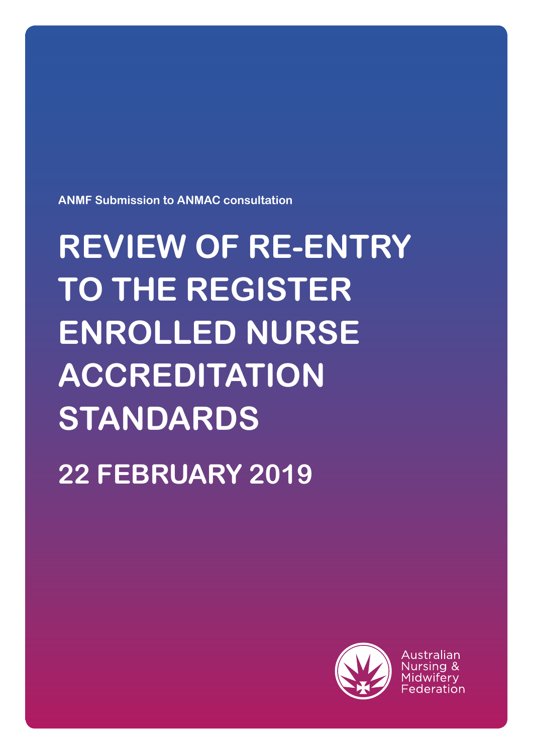ANMF Submission to ANMAC consultation

# REVIEW OF RE-ENTRY TO THE REGISTER ENROLLED NURSE ACCREDITATION STANDARDS

## 22 FEBRUARY 2019

Australian Nursing & Midwifery Federation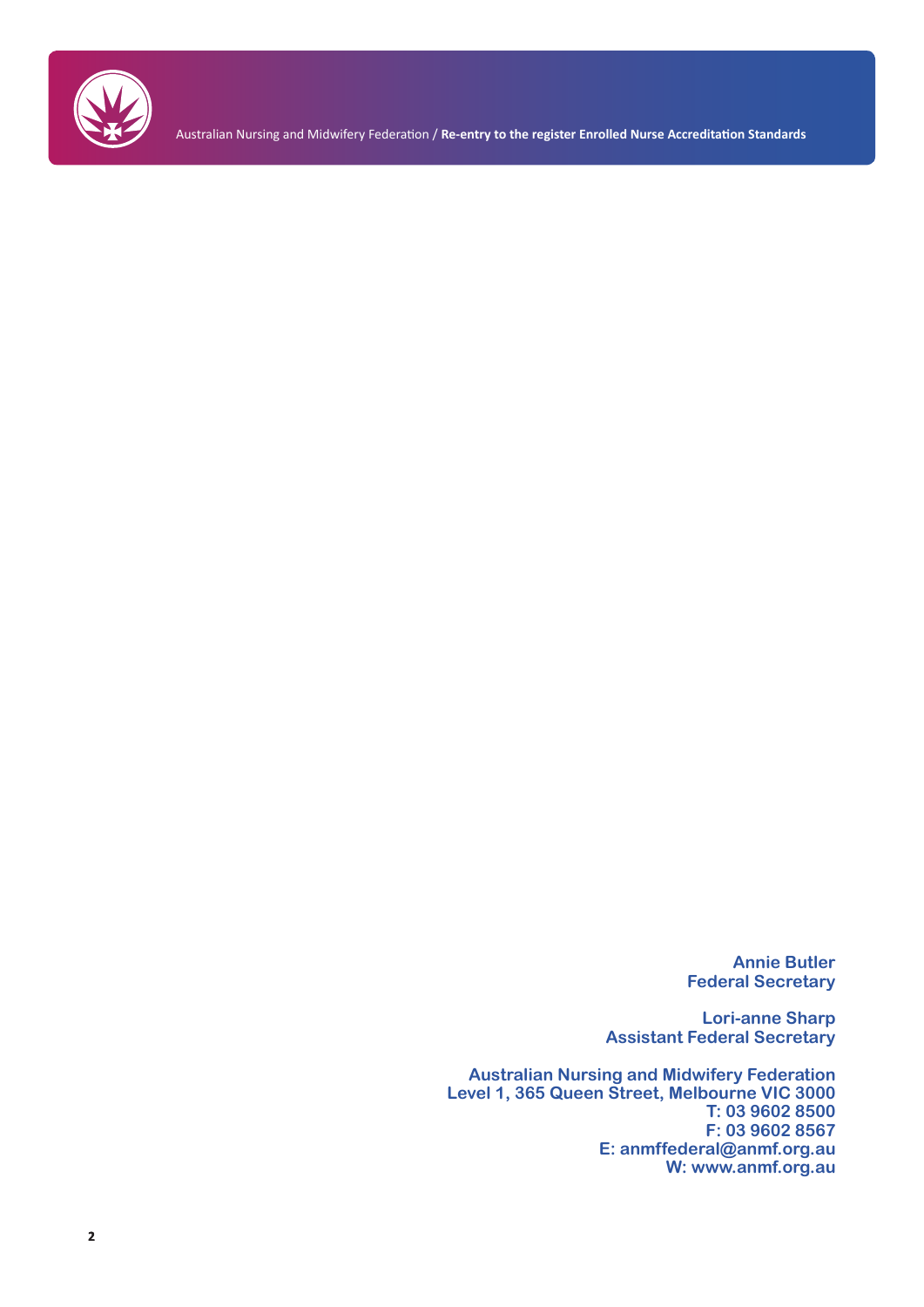**Annie Butler**
**Federal Secretary**

**Lori-anne Sharp**
**Assistant Federal Secretary**

**Australian Nursing and Midwifery Federation**
**Level 1, 365 Queen Street, Melbourne VIC 3000**
**T: 03 9602 8500**
**F: 03 9602 8567**
**E: anmffederal@anmf.org.au**
**W: www.anmf.org.au**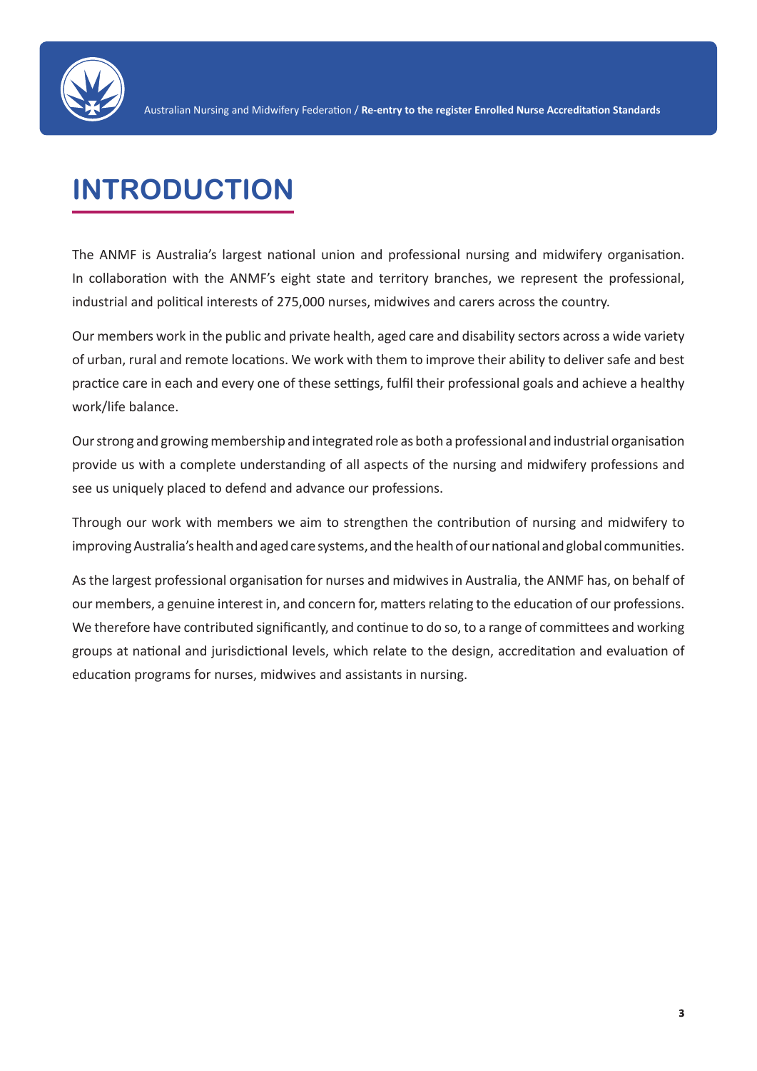# INTRODUCTION

The ANMF is Australia's largest national union and professional nursing and midwifery organisation. In collaboration with the ANMF's eight state and territory branches, we represent the professional, industrial and political interests of 275,000 nurses, midwives and carers across the country.

Our members work in the public and private health, aged care and disability sectors across a wide variety of urban, rural and remote locations. We work with them to improve their ability to deliver safe and best practice care in each and every one of these settings, fulfil their professional goals and achieve a healthy work/life balance.

Our strong and growing membership and integrated role as both a professional and industrial organisation provide us with a complete understanding of all aspects of the nursing and midwifery professions and see us uniquely placed to defend and advance our professions.

Through our work with members we aim to strengthen the contribution of nursing and midwifery to improving Australia's health and aged care systems, and the health of our national and global communities.

As the largest professional organisation for nurses and midwives in Australia, the ANMF has, on behalf of our members, a genuine interest in, and concern for, matters relating to the education of our professions. We therefore have contributed significantly, and continue to do so, to a range of committees and working groups at national and jurisdictional levels, which relate to the design, accreditation and evaluation of education programs for nurses, midwives and assistants in nursing.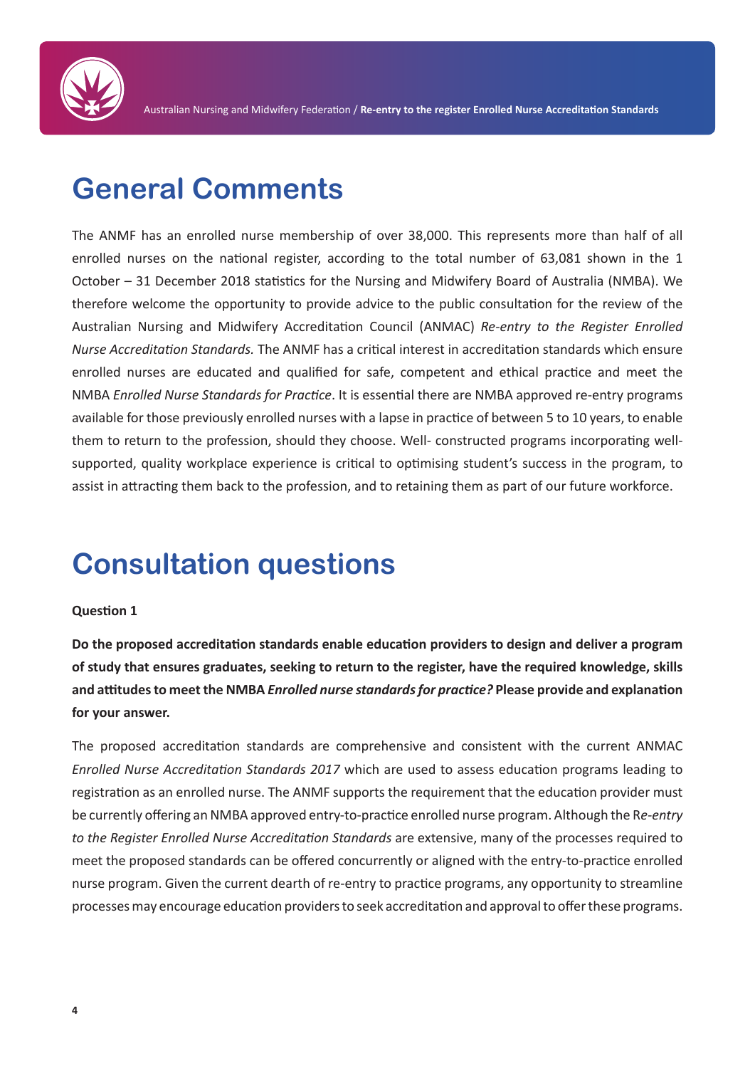# General Comments

The ANMF has an enrolled nurse membership of over 38,000. This represents more than half of all enrolled nurses on the national register, according to the total number of 63,081 shown in the 1 October – 31 December 2018 statistics for the Nursing and Midwifery Board of Australia (NMBA). We therefore welcome the opportunity to provide advice to the public consultation for the review of the Australian Nursing and Midwifery Accreditation Council (ANMAC) *Re-entry to the Register Enrolled Nurse Accreditation Standards.* The ANMF has a critical interest in accreditation standards which ensure enrolled nurses are educated and qualified for safe, competent and ethical practice and meet the NMBA *Enrolled Nurse Standards for Practice*. It is essential there are NMBA approved re-entry programs available for those previously enrolled nurses with a lapse in practice of between 5 to 10 years, to enable them to return to the profession, should they choose. Well- constructed programs incorporating well-supported, quality workplace experience is critical to optimising student's success in the program, to assist in attracting them back to the profession, and to retaining them as part of our future workforce.

# Consultation questions

**Question 1**

**Do the proposed accreditation standards enable education providers to design and deliver a program of study that ensures graduates, seeking to return to the register, have the required knowledge, skills and attitudes to meet the NMBA *Enrolled nurse standards for practice?* Please provide and explanation for your answer.**

The proposed accreditation standards are comprehensive and consistent with the current ANMAC *Enrolled Nurse Accreditation Standards 2017* which are used to assess education programs leading to registration as an enrolled nurse. The ANMF supports the requirement that the education provider must be currently offering an NMBA approved entry-to-practice enrolled nurse program. Although the R*e-entry to the Register Enrolled Nurse Accreditation Standards* are extensive, many of the processes required to meet the proposed standards can be offered concurrently or aligned with the entry-to-practice enrolled nurse program. Given the current dearth of re-entry to practice programs, any opportunity to streamline processes may encourage education providers to seek accreditation and approval to offer these programs.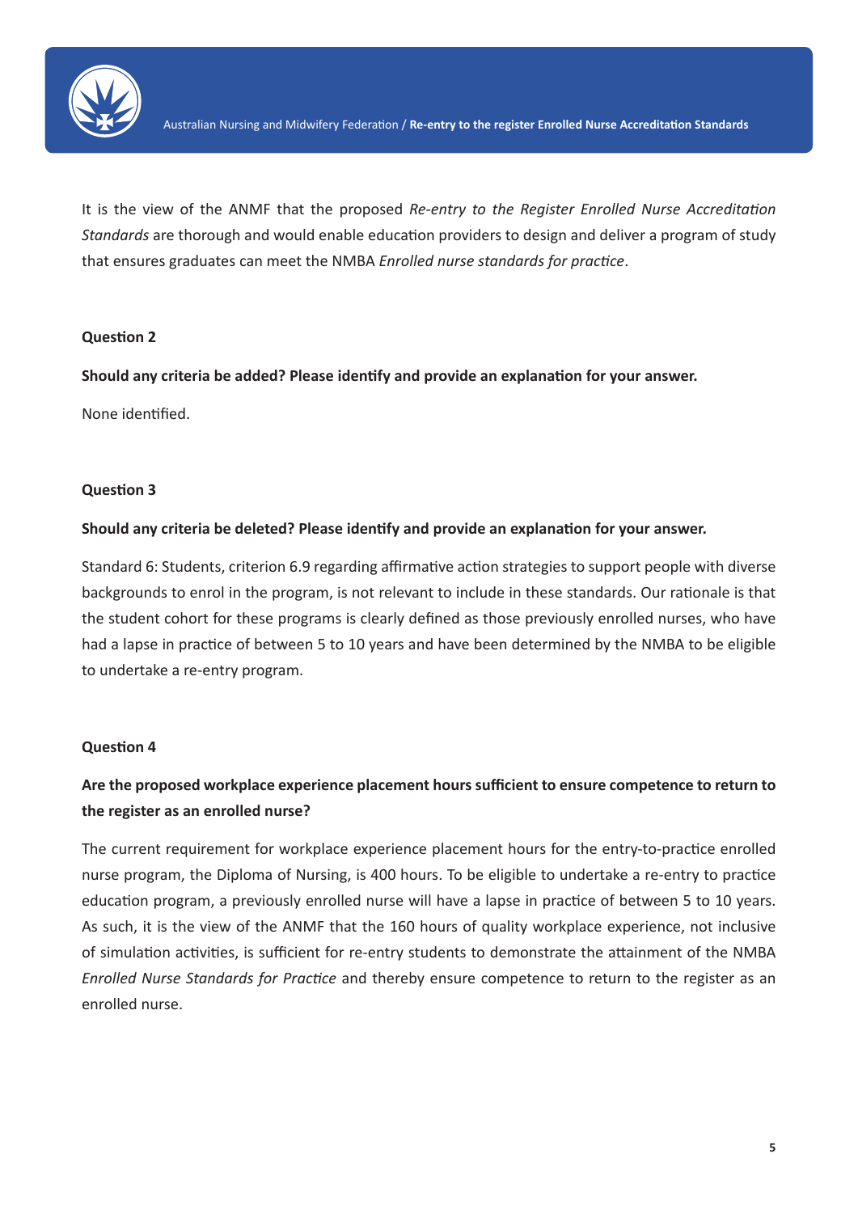It is the view of the ANMF that the proposed *Re-entry to the Register Enrolled Nurse Accreditation Standards* are thorough and would enable education providers to design and deliver a program of study that ensures graduates can meet the NMBA *Enrolled nurse standards for practice*.

**Question 2**

**Should any criteria be added? Please identify and provide an explanation for your answer.**

None identified.

**Question 3**

**Should any criteria be deleted? Please identify and provide an explanation for your answer.**

Standard 6: Students, criterion 6.9 regarding affirmative action strategies to support people with diverse backgrounds to enrol in the program, is not relevant to include in these standards. Our rationale is that the student cohort for these programs is clearly defined as those previously enrolled nurses, who have had a lapse in practice of between 5 to 10 years and have been determined by the NMBA to be eligible to undertake a re-entry program.

**Question 4**

**Are the proposed workplace experience placement hours sufficient to ensure competence to return to the register as an enrolled nurse?**

The current requirement for workplace experience placement hours for the entry-to-practice enrolled nurse program, the Diploma of Nursing, is 400 hours. To be eligible to undertake a re-entry to practice education program, a previously enrolled nurse will have a lapse in practice of between 5 to 10 years. As such, it is the view of the ANMF that the 160 hours of quality workplace experience, not inclusive of simulation activities, is sufficient for re-entry students to demonstrate the attainment of the NMBA *Enrolled Nurse Standards for Practice* and thereby ensure competence to return to the register as an enrolled nurse.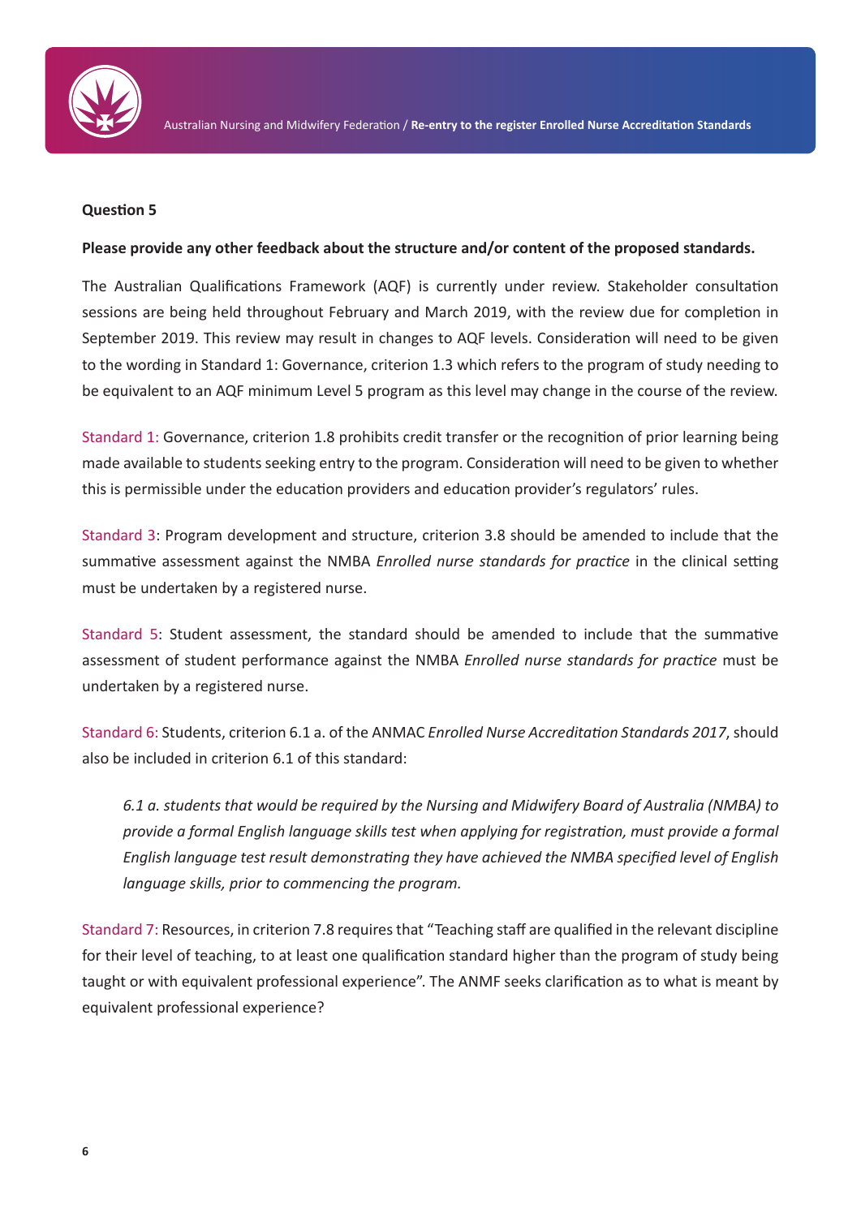**Question 5**

**Please provide any other feedback about the structure and/or content of the proposed standards.**

The Australian Qualifications Framework (AQF) is currently under review. Stakeholder consultation sessions are being held throughout February and March 2019, with the review due for completion in September 2019. This review may result in changes to AQF levels. Consideration will need to be given to the wording in Standard 1: Governance, criterion 1.3 which refers to the program of study needing to be equivalent to an AQF minimum Level 5 program as this level may change in the course of the review.

Standard 1: Governance, criterion 1.8 prohibits credit transfer or the recognition of prior learning being made available to students seeking entry to the program. Consideration will need to be given to whether this is permissible under the education providers and education provider's regulators' rules.

Standard 3: Program development and structure, criterion 3.8 should be amended to include that the summative assessment against the NMBA *Enrolled nurse standards for practice* in the clinical setting must be undertaken by a registered nurse.

Standard 5: Student assessment, the standard should be amended to include that the summative assessment of student performance against the NMBA *Enrolled nurse standards for practice* must be undertaken by a registered nurse.

Standard 6: Students, criterion 6.1 a. of the ANMAC *Enrolled Nurse Accreditation Standards 2017*, should also be included in criterion 6.1 of this standard:

> *6.1 a. students that would be required by the Nursing and Midwifery Board of Australia (NMBA) to provide a formal English language skills test when applying for registration, must provide a formal English language test result demonstrating they have achieved the NMBA specified level of English language skills, prior to commencing the program.*

Standard 7: Resources, in criterion 7.8 requires that "Teaching staff are qualified in the relevant discipline for their level of teaching, to at least one qualification standard higher than the program of study being taught or with equivalent professional experience". The ANMF seeks clarification as to what is meant by equivalent professional experience?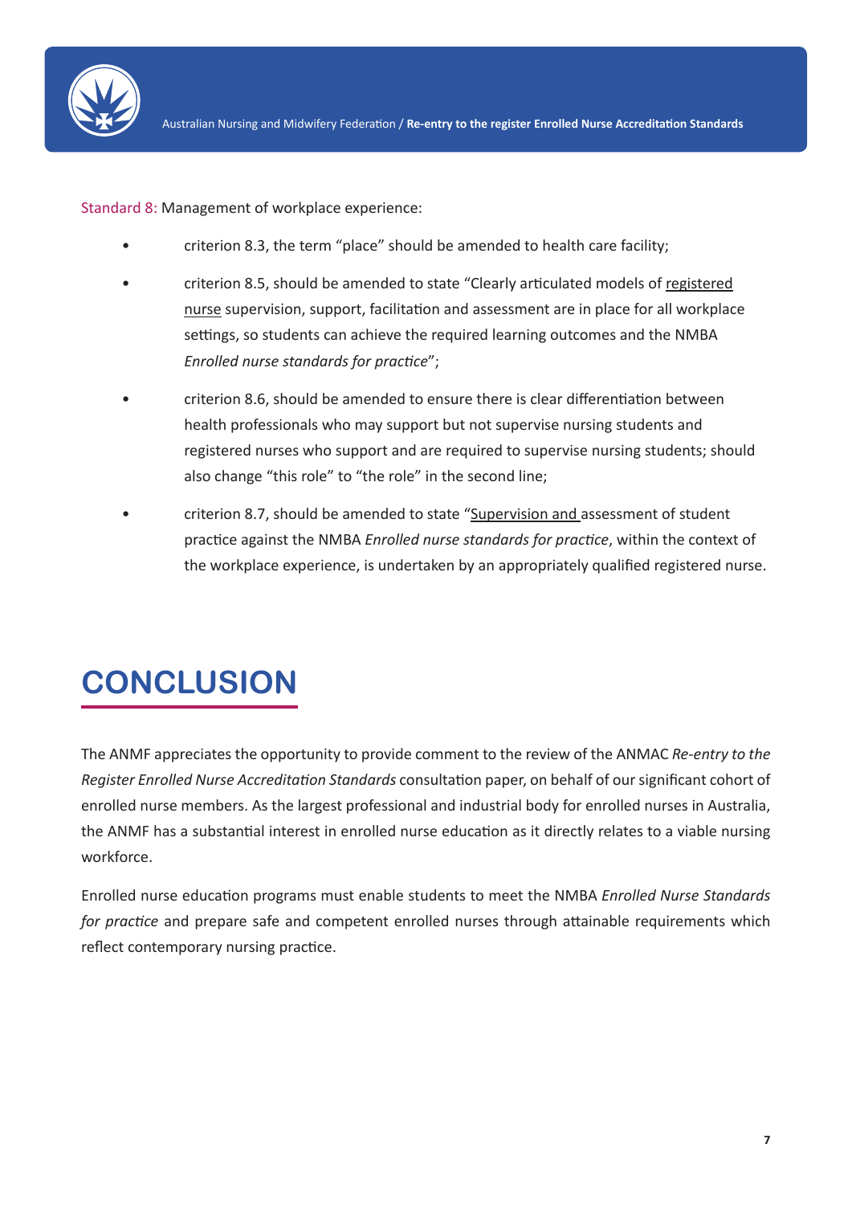Standard 8: Management of workplace experience:

- criterion 8.3, the term "place" should be amended to health care facility;
- criterion 8.5, should be amended to state "Clearly articulated models of registered nurse supervision, support, facilitation and assessment are in place for all workplace settings, so students can achieve the required learning outcomes and the NMBA *Enrolled nurse standards for practice*";
- criterion 8.6, should be amended to ensure there is clear differentiation between health professionals who may support but not supervise nursing students and registered nurses who support and are required to supervise nursing students; should also change "this role" to "the role" in the second line;
- criterion 8.7, should be amended to state "Supervision and assessment of student practice against the NMBA *Enrolled nurse standards for practice*, within the context of the workplace experience, is undertaken by an appropriately qualified registered nurse.

# CONCLUSION

The ANMF appreciates the opportunity to provide comment to the review of the ANMAC *Re-entry to the Register Enrolled Nurse Accreditation Standards* consultation paper, on behalf of our significant cohort of enrolled nurse members. As the largest professional and industrial body for enrolled nurses in Australia, the ANMF has a substantial interest in enrolled nurse education as it directly relates to a viable nursing workforce.

Enrolled nurse education programs must enable students to meet the NMBA *Enrolled Nurse Standards for practice* and prepare safe and competent enrolled nurses through attainable requirements which reflect contemporary nursing practice.